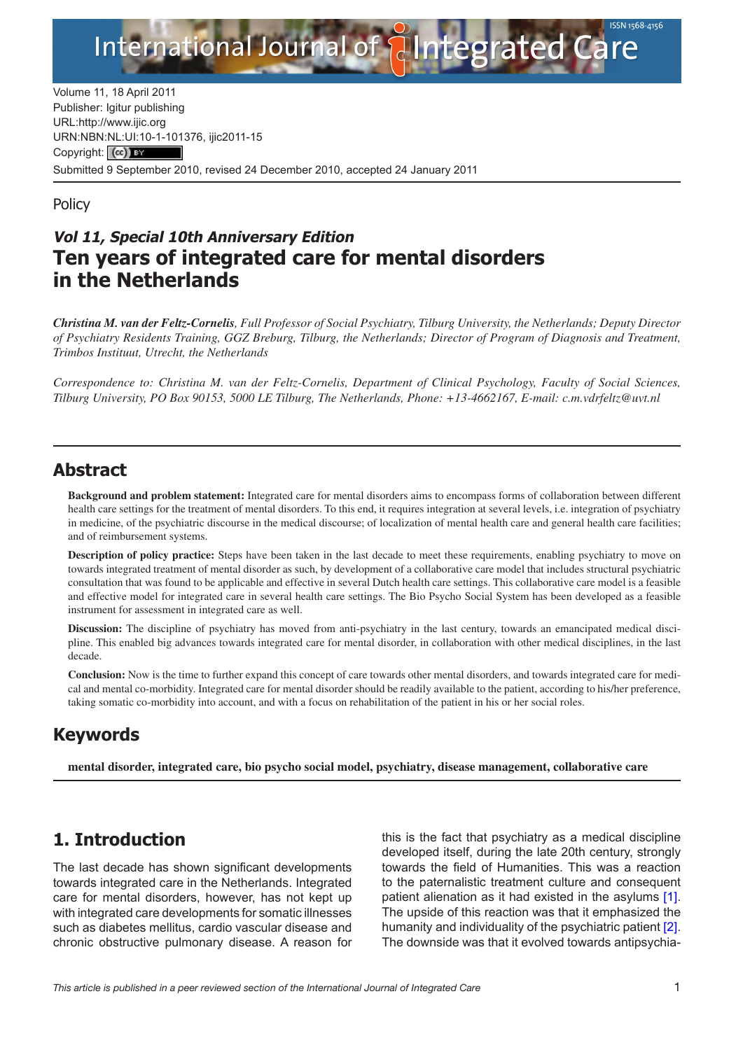Volume 11, 18 April 2011
Publisher: Igitur publishing
URL:http://www.ijic.org
URN:NBN:NL:UI:10-1-101376, ijic2011-15
Copyright: (cc) BY
Submitted 9 September 2010, revised 24 December 2010, accepted 24 January 2011

Policy

*Vol 11, Special 10th Anniversary Edition*

# Ten years of integrated care for mental disorders in the Netherlands

***Christina M. van der Feltz-Cornelis**, Full Professor of Social Psychiatry, Tilburg University, the Netherlands; Deputy Director of Psychiatry Residents Training, GGZ Breburg, Tilburg, the Netherlands; Director of Program of Diagnosis and Treatment, Trimbos Instituut, Utrecht, the Netherlands*

*Correspondence to: Christina M. van der Feltz-Cornelis, Department of Clinical Psychology, Faculty of Social Sciences, Tilburg University, PO Box 90153, 5000 LE Tilburg, The Netherlands, Phone: +13-4662167, E-mail: c.m.vdrfeltz@uvt.nl*

## Abstract

**Background and problem statement:** Integrated care for mental disorders aims to encompass forms of collaboration between different health care settings for the treatment of mental disorders. To this end, it requires integration at several levels, i.e. integration of psychiatry in medicine, of the psychiatric discourse in the medical discourse; of localization of mental health care and general health care facilities; and of reimbursement systems.

**Description of policy practice:** Steps have been taken in the last decade to meet these requirements, enabling psychiatry to move on towards integrated treatment of mental disorder as such, by development of a collaborative care model that includes structural psychiatric consultation that was found to be applicable and effective in several Dutch health care settings. This collaborative care model is a feasible and effective model for integrated care in several health care settings. The Bio Psycho Social System has been developed as a feasible instrument for assessment in integrated care as well.

**Discussion:** The discipline of psychiatry has moved from anti-psychiatry in the last century, towards an emancipated medical discipline. This enabled big advances towards integrated care for mental disorder, in collaboration with other medical disciplines, in the last decade.

**Conclusion:** Now is the time to further expand this concept of care towards other mental disorders, and towards integrated care for medical and mental co-morbidity. Integrated care for mental disorder should be readily available to the patient, according to his/her preference, taking somatic co-morbidity into account, and with a focus on rehabilitation of the patient in his or her social roles.

## Keywords

**mental disorder, integrated care, bio psycho social model, psychiatry, disease management, collaborative care**

## 1. Introduction

The last decade has shown significant developments towards integrated care in the Netherlands. Integrated care for mental disorders, however, has not kept up with integrated care developments for somatic illnesses such as diabetes mellitus, cardio vascular disease and chronic obstructive pulmonary disease. A reason for this is the fact that psychiatry as a medical discipline developed itself, during the late 20th century, strongly towards the field of Humanities. This was a reaction to the paternalistic treatment culture and consequent patient alienation as it had existed in the asylums [1]. The upside of this reaction was that it emphasized the humanity and individuality of the psychiatric patient [2]. The downside was that it evolved towards antipsychia-

*This article is published in a peer reviewed section of the International Journal of Integrated Care*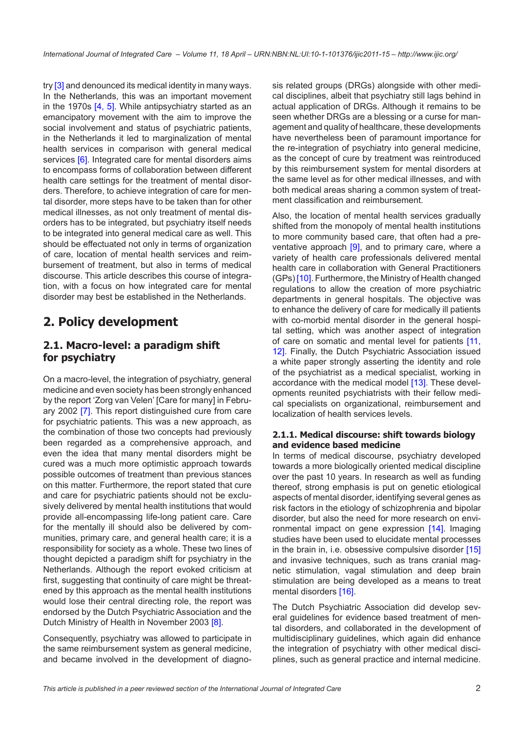try [3] and denounced its medical identity in many ways. In the Netherlands, this was an important movement in the 1970s [4, 5]. While antipsychiatry started as an emancipatory movement with the aim to improve the social involvement and status of psychiatric patients, in the Netherlands it led to marginalization of mental health services in comparison with general medical services [6]. Integrated care for mental disorders aims to encompass forms of collaboration between different health care settings for the treatment of mental disorders. Therefore, to achieve integration of care for mental disorder, more steps have to be taken than for other medical illnesses, as not only treatment of mental disorders has to be integrated, but psychiatry itself needs to be integrated into general medical care as well. This should be effectuated not only in terms of organization of care, location of mental health services and reimbursement of treatment, but also in terms of medical discourse. This article describes this course of integration, with a focus on how integrated care for mental disorder may best be established in the Netherlands.

## 2. Policy development

### 2.1. Macro-level: a paradigm shift for psychiatry

On a macro-level, the integration of psychiatry, general medicine and even society has been strongly enhanced by the report 'Zorg van Velen' [Care for many] in February 2002 [7]. This report distinguished cure from care for psychiatric patients. This was a new approach, as the combination of those two concepts had previously been regarded as a comprehensive approach, and even the idea that many mental disorders might be cured was a much more optimistic approach towards possible outcomes of treatment than previous stances on this matter. Furthermore, the report stated that cure and care for psychiatric patients should not be exclusively delivered by mental health institutions that would provide all-encompassing life-long patient care. Care for the mentally ill should also be delivered by communities, primary care, and general health care; it is a responsibility for society as a whole. These two lines of thought depicted a paradigm shift for psychiatry in the Netherlands. Although the report evoked criticism at first, suggesting that continuity of care might be threatened by this approach as the mental health institutions would lose their central directing role, the report was endorsed by the Dutch Psychiatric Association and the Dutch Ministry of Health in November 2003 [8].

Consequently, psychiatry was allowed to participate in the same reimbursement system as general medicine, and became involved in the development of diagnosis related groups (DRGs) alongside with other medical disciplines, albeit that psychiatry still lags behind in actual application of DRGs. Although it remains to be seen whether DRGs are a blessing or a curse for management and quality of healthcare, these developments have nevertheless been of paramount importance for the re-integration of psychiatry into general medicine, as the concept of cure by treatment was reintroduced by this reimbursement system for mental disorders at the same level as for other medical illnesses, and with both medical areas sharing a common system of treatment classification and reimbursement.

Also, the location of mental health services gradually shifted from the monopoly of mental health institutions to more community based care, that often had a preventative approach [9], and to primary care, where a variety of health care professionals delivered mental health care in collaboration with General Practitioners (GPs) [10]. Furthermore, the Ministry of Health changed regulations to allow the creation of more psychiatric departments in general hospitals. The objective was to enhance the delivery of care for medically ill patients with co-morbid mental disorder in the general hospital setting, which was another aspect of integration of care on somatic and mental level for patients [11, 12]. Finally, the Dutch Psychiatric Association issued a white paper strongly asserting the identity and role of the psychiatrist as a medical specialist, working in accordance with the medical model [13]. These developments reunited psychiatrists with their fellow medical specialists on organizational, reimbursement and localization of health services levels.

#### 2.1.1. Medical discourse: shift towards biology and evidence based medicine

In terms of medical discourse, psychiatry developed towards a more biologically oriented medical discipline over the past 10 years. In research as well as funding thereof, strong emphasis is put on genetic etiological aspects of mental disorder, identifying several genes as risk factors in the etiology of schizophrenia and bipolar disorder, but also the need for more research on environmental impact on gene expression [14]. Imaging studies have been used to elucidate mental processes in the brain in, i.e. obsessive compulsive disorder [15] and invasive techniques, such as trans cranial magnetic stimulation, vagal stimulation and deep brain stimulation are being developed as a means to treat mental disorders [16].

The Dutch Psychiatric Association did develop several guidelines for evidence based treatment of mental disorders, and collaborated in the development of multidisciplinary guidelines, which again did enhance the integration of psychiatry with other medical disciplines, such as general practice and internal medicine.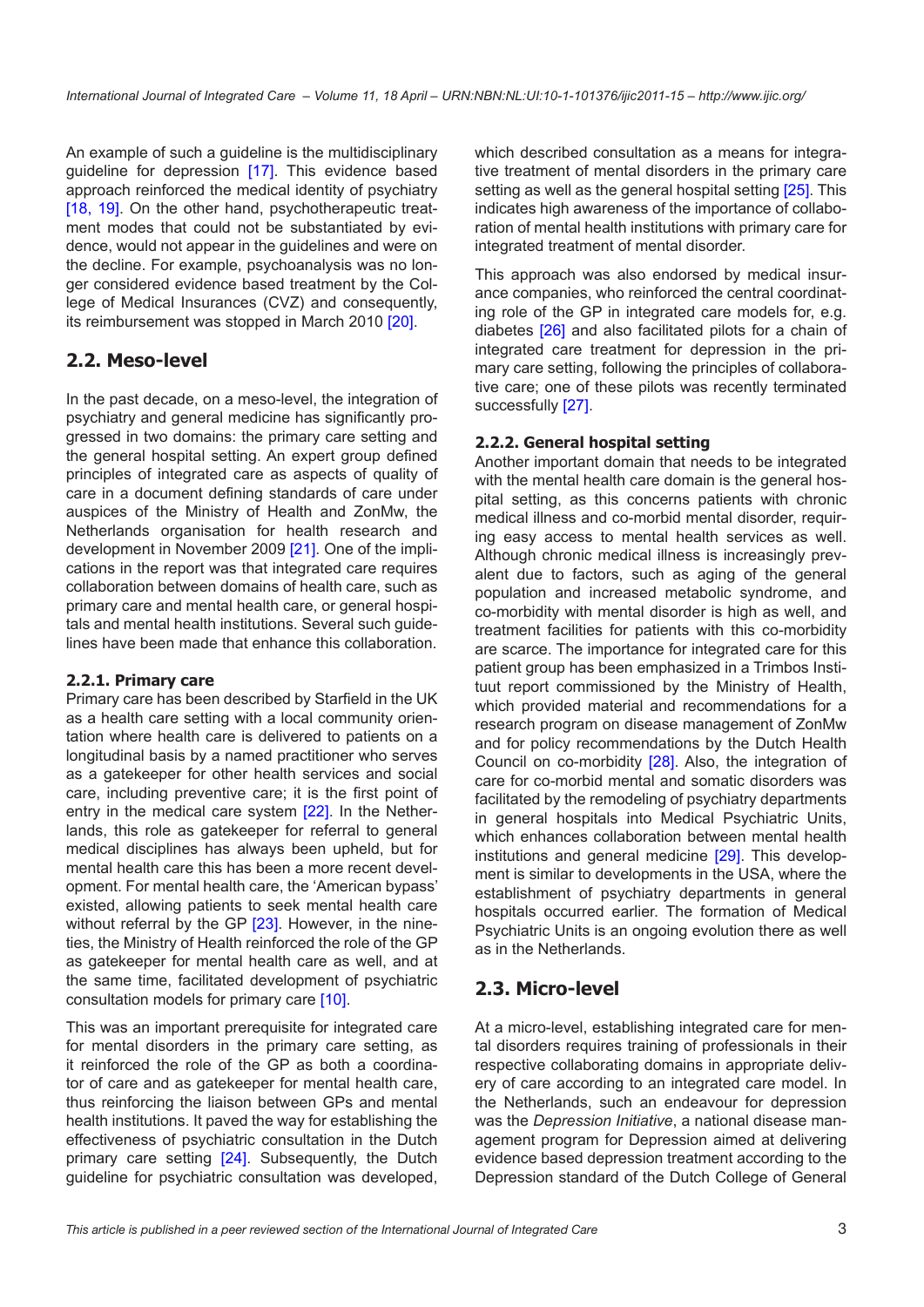An example of such a guideline is the multidisciplinary guideline for depression [17]. This evidence based approach reinforced the medical identity of psychiatry [18, 19]. On the other hand, psychotherapeutic treatment modes that could not be substantiated by evidence, would not appear in the guidelines and were on the decline. For example, psychoanalysis was no longer considered evidence based treatment by the College of Medical Insurances (CVZ) and consequently, its reimbursement was stopped in March 2010 [20].

## 2.2. Meso-level

In the past decade, on a meso-level, the integration of psychiatry and general medicine has significantly progressed in two domains: the primary care setting and the general hospital setting. An expert group defined principles of integrated care as aspects of quality of care in a document defining standards of care under auspices of the Ministry of Health and ZonMw, the Netherlands organisation for health research and development in November 2009 [21]. One of the implications in the report was that integrated care requires collaboration between domains of health care, such as primary care and mental health care, or general hospitals and mental health institutions. Several such guidelines have been made that enhance this collaboration.

### 2.2.1. Primary care

Primary care has been described by Starfield in the UK as a health care setting with a local community orientation where health care is delivered to patients on a longitudinal basis by a named practitioner who serves as a gatekeeper for other health services and social care, including preventive care; it is the first point of entry in the medical care system [22]. In the Netherlands, this role as gatekeeper for referral to general medical disciplines has always been upheld, but for mental health care this has been a more recent development. For mental health care, the 'American bypass' existed, allowing patients to seek mental health care without referral by the GP [23]. However, in the nineties, the Ministry of Health reinforced the role of the GP as gatekeeper for mental health care as well, and at the same time, facilitated development of psychiatric consultation models for primary care [10].

This was an important prerequisite for integrated care for mental disorders in the primary care setting, as it reinforced the role of the GP as both a coordinator of care and as gatekeeper for mental health care, thus reinforcing the liaison between GPs and mental health institutions. It paved the way for establishing the effectiveness of psychiatric consultation in the Dutch primary care setting [24]. Subsequently, the Dutch guideline for psychiatric consultation was developed, which described consultation as a means for integrative treatment of mental disorders in the primary care setting as well as the general hospital setting [25]. This indicates high awareness of the importance of collaboration of mental health institutions with primary care for integrated treatment of mental disorder.

This approach was also endorsed by medical insurance companies, who reinforced the central coordinating role of the GP in integrated care models for, e.g. diabetes [26] and also facilitated pilots for a chain of integrated care treatment for depression in the primary care setting, following the principles of collaborative care; one of these pilots was recently terminated successfully [27].

### 2.2.2. General hospital setting

Another important domain that needs to be integrated with the mental health care domain is the general hospital setting, as this concerns patients with chronic medical illness and co-morbid mental disorder, requiring easy access to mental health services as well. Although chronic medical illness is increasingly prevalent due to factors, such as aging of the general population and increased metabolic syndrome, and co-morbidity with mental disorder is high as well, and treatment facilities for patients with this co-morbidity are scarce. The importance for integrated care for this patient group has been emphasized in a Trimbos Instituut report commissioned by the Ministry of Health, which provided material and recommendations for a research program on disease management of ZonMw and for policy recommendations by the Dutch Health Council on co-morbidity [28]. Also, the integration of care for co-morbid mental and somatic disorders was facilitated by the remodeling of psychiatry departments in general hospitals into Medical Psychiatric Units, which enhances collaboration between mental health institutions and general medicine [29]. This development is similar to developments in the USA, where the establishment of psychiatry departments in general hospitals occurred earlier. The formation of Medical Psychiatric Units is an ongoing evolution there as well as in the Netherlands.

## 2.3. Micro-level

At a micro-level, establishing integrated care for mental disorders requires training of professionals in their respective collaborating domains in appropriate delivery of care according to an integrated care model. In the Netherlands, such an endeavour for depression was the *Depression Initiative*, a national disease management program for Depression aimed at delivering evidence based depression treatment according to the Depression standard of the Dutch College of General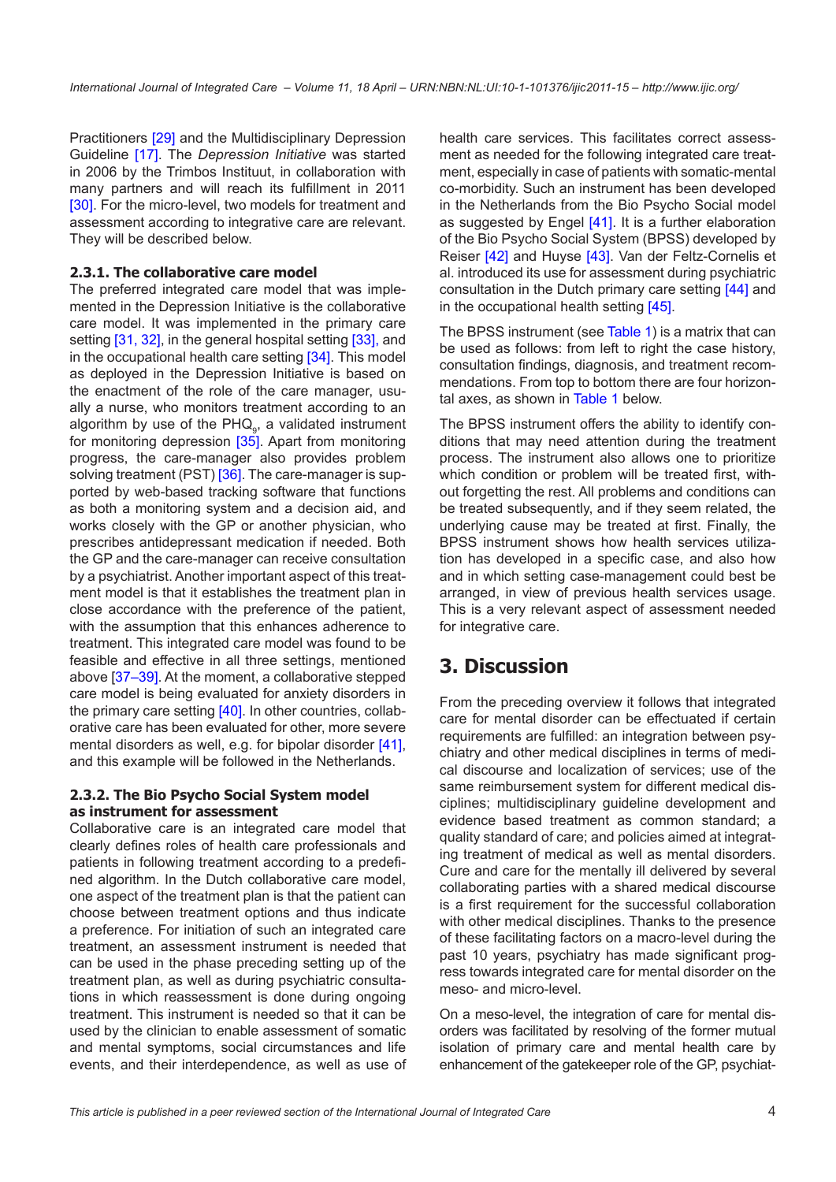Practitioners [29] and the Multidisciplinary Depression Guideline [17]. The *Depression Initiative* was started in 2006 by the Trimbos Instituut, in collaboration with many partners and will reach its fulfillment in 2011 [30]. For the micro-level, two models for treatment and assessment according to integrative care are relevant. They will be described below.

### 2.3.1. The collaborative care model

The preferred integrated care model that was implemented in the Depression Initiative is the collaborative care model. It was implemented in the primary care setting [31, 32], in the general hospital setting [33], and in the occupational health care setting [34]. This model as deployed in the Depression Initiative is based on the enactment of the role of the care manager, usually a nurse, who monitors treatment according to an algorithm by use of the $PHQ_9$, a validated instrument for monitoring depression [35]. Apart from monitoring progress, the care-manager also provides problem solving treatment (PST) [36]. The care-manager is supported by web-based tracking software that functions as both a monitoring system and a decision aid, and works closely with the GP or another physician, who prescribes antidepressant medication if needed. Both the GP and the care-manager can receive consultation by a psychiatrist. Another important aspect of this treatment model is that it establishes the treatment plan in close accordance with the preference of the patient, with the assumption that this enhances adherence to treatment. This integrated care model was found to be feasible and effective in all three settings, mentioned above [37–39]. At the moment, a collaborative stepped care model is being evaluated for anxiety disorders in the primary care setting [40]. In other countries, collaborative care has been evaluated for other, more severe mental disorders as well, e.g. for bipolar disorder [41], and this example will be followed in the Netherlands.

### 2.3.2. The Bio Psycho Social System model as instrument for assessment

Collaborative care is an integrated care model that clearly defines roles of health care professionals and patients in following treatment according to a predefined algorithm. In the Dutch collaborative care model, one aspect of the treatment plan is that the patient can choose between treatment options and thus indicate a preference. For initiation of such an integrated care treatment, an assessment instrument is needed that can be used in the phase preceding setting up of the treatment plan, as well as during psychiatric consultations in which reassessment is done during ongoing treatment. This instrument is needed so that it can be used by the clinician to enable assessment of somatic and mental symptoms, social circumstances and life events, and their interdependence, as well as use of health care services. This facilitates correct assessment as needed for the following integrated care treatment, especially in case of patients with somatic-mental co-morbidity. Such an instrument has been developed in the Netherlands from the Bio Psycho Social model as suggested by Engel [41]. It is a further elaboration of the Bio Psycho Social System (BPSS) developed by Reiser [42] and Huyse [43]. Van der Feltz-Cornelis et al. introduced its use for assessment during psychiatric consultation in the Dutch primary care setting [44] and in the occupational health setting [45].

The BPSS instrument (see Table 1) is a matrix that can be used as follows: from left to right the case history, consultation findings, diagnosis, and treatment recommendations. From top to bottom there are four horizontal axes, as shown in Table 1 below.

The BPSS instrument offers the ability to identify conditions that may need attention during the treatment process. The instrument also allows one to prioritize which condition or problem will be treated first, without forgetting the rest. All problems and conditions can be treated subsequently, and if they seem related, the underlying cause may be treated at first. Finally, the BPSS instrument shows how health services utilization has developed in a specific case, and also how and in which setting case-management could best be arranged, in view of previous health services usage. This is a very relevant aspect of assessment needed for integrative care.

## 3. Discussion

From the preceding overview it follows that integrated care for mental disorder can be effectuated if certain requirements are fulfilled: an integration between psychiatry and other medical disciplines in terms of medical discourse and localization of services; use of the same reimbursement system for different medical disciplines; multidisciplinary guideline development and evidence based treatment as common standard; a quality standard of care; and policies aimed at integrating treatment of medical as well as mental disorders. Cure and care for the mentally ill delivered by several collaborating parties with a shared medical discourse is a first requirement for the successful collaboration with other medical disciplines. Thanks to the presence of these facilitating factors on a macro-level during the past 10 years, psychiatry has made significant progress towards integrated care for mental disorder on the meso- and micro-level.

On a meso-level, the integration of care for mental disorders was facilitated by resolving of the former mutual isolation of primary care and mental health care by enhancement of the gatekeeper role of the GP, psychiat-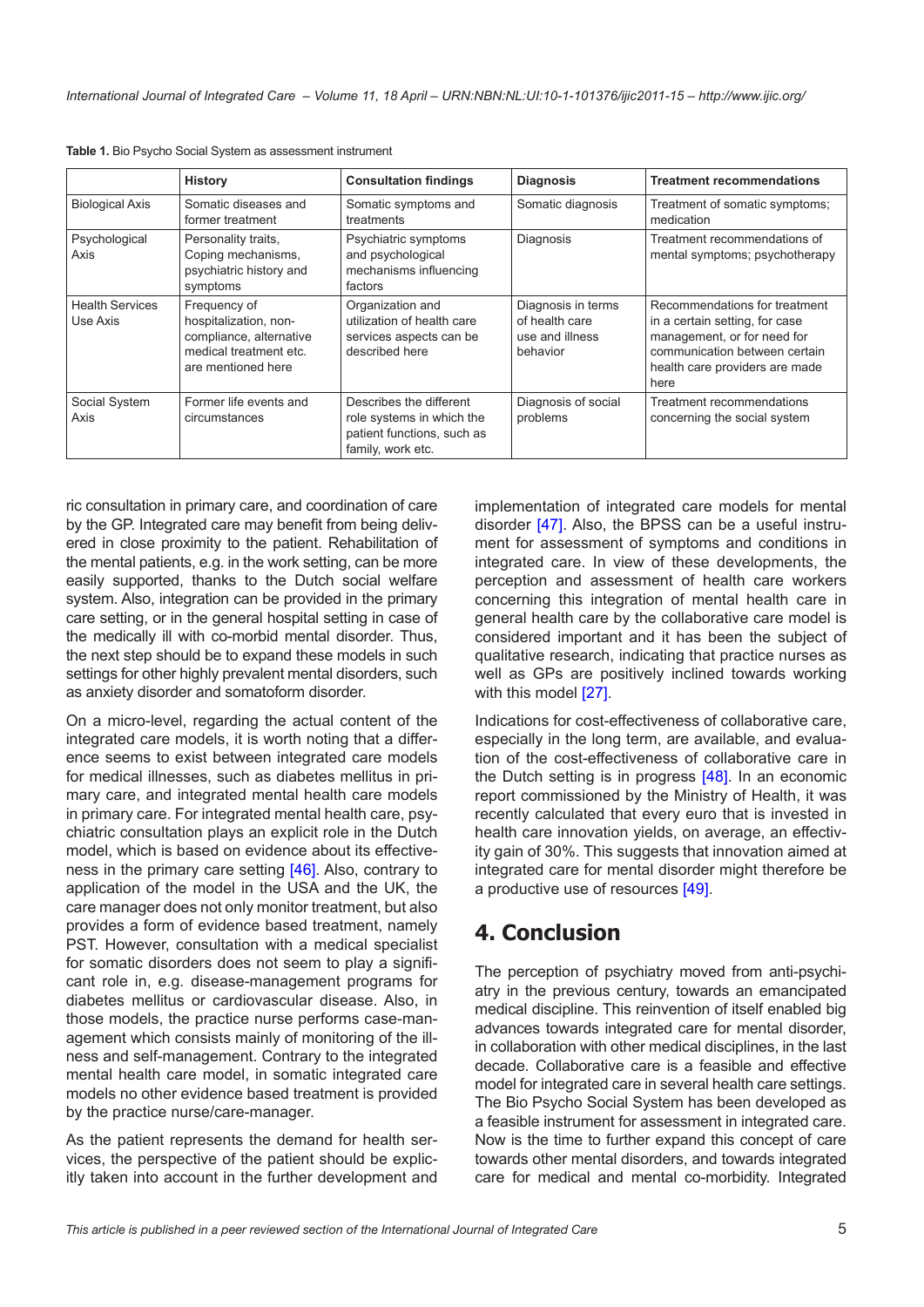**Table 1.** Bio Psycho Social System as assessment instrument

| | History | Consultation findings | Diagnosis | Treatment recommendations |
|---|---|---|---|---|
| Biological Axis | Somatic diseases and former treatment | Somatic symptoms and treatments | Somatic diagnosis | Treatment of somatic symptoms; medication |
| Psychological Axis | Personality traits, Coping mechanisms, psychiatric history and symptoms | Psychiatric symptoms and psychological mechanisms influencing factors | Diagnosis | Treatment recommendations of mental symptoms; psychotherapy |
| Health Services Use Axis | Frequency of hospitalization, non-compliance, alternative medical treatment etc. are mentioned here | Organization and utilization of health care services aspects can be described here | Diagnosis in terms of health care use and illness behavior | Recommendations for treatment in a certain setting, for case management, or for need for communication between certain health care providers are made here |
| Social System Axis | Former life events and circumstances | Describes the different role systems in which the patient functions, such as family, work etc. | Diagnosis of social problems | Treatment recommendations concerning the social system |

ric consultation in primary care, and coordination of care by the GP. Integrated care may benefit from being delivered in close proximity to the patient. Rehabilitation of the mental patients, e.g. in the work setting, can be more easily supported, thanks to the Dutch social welfare system. Also, integration can be provided in the primary care setting, or in the general hospital setting in case of the medically ill with co-morbid mental disorder. Thus, the next step should be to expand these models in such settings for other highly prevalent mental disorders, such as anxiety disorder and somatoform disorder.

On a micro-level, regarding the actual content of the integrated care models, it is worth noting that a difference seems to exist between integrated care models for medical illnesses, such as diabetes mellitus in primary care, and integrated mental health care models in primary care. For integrated mental health care, psychiatric consultation plays an explicit role in the Dutch model, which is based on evidence about its effectiveness in the primary care setting [46]. Also, contrary to application of the model in the USA and the UK, the care manager does not only monitor treatment, but also provides a form of evidence based treatment, namely PST. However, consultation with a medical specialist for somatic disorders does not seem to play a significant role in, e.g. disease-management programs for diabetes mellitus or cardiovascular disease. Also, in those models, the practice nurse performs case-management which consists mainly of monitoring of the illness and self-management. Contrary to the integrated mental health care model, in somatic integrated care models no other evidence based treatment is provided by the practice nurse/care-manager.

As the patient represents the demand for health services, the perspective of the patient should be explicitly taken into account in the further development and implementation of integrated care models for mental disorder [47]. Also, the BPSS can be a useful instrument for assessment of symptoms and conditions in integrated care. In view of these developments, the perception and assessment of health care workers concerning this integration of mental health care in general health care by the collaborative care model is considered important and it has been the subject of qualitative research, indicating that practice nurses as well as GPs are positively inclined towards working with this model [27].

Indications for cost-effectiveness of collaborative care, especially in the long term, are available, and evaluation of the cost-effectiveness of collaborative care in the Dutch setting is in progress [48]. In an economic report commissioned by the Ministry of Health, it was recently calculated that every euro that is invested in health care innovation yields, on average, an effectivity gain of 30%. This suggests that innovation aimed at integrated care for mental disorder might therefore be a productive use of resources [49].

## 4. Conclusion

The perception of psychiatry moved from anti-psychiatry in the previous century, towards an emancipated medical discipline. This reinvention of itself enabled big advances towards integrated care for mental disorder, in collaboration with other medical disciplines, in the last decade. Collaborative care is a feasible and effective model for integrated care in several health care settings. The Bio Psycho Social System has been developed as a feasible instrument for assessment in integrated care. Now is the time to further expand this concept of care towards other mental disorders, and towards integrated care for medical and mental co-morbidity. Integrated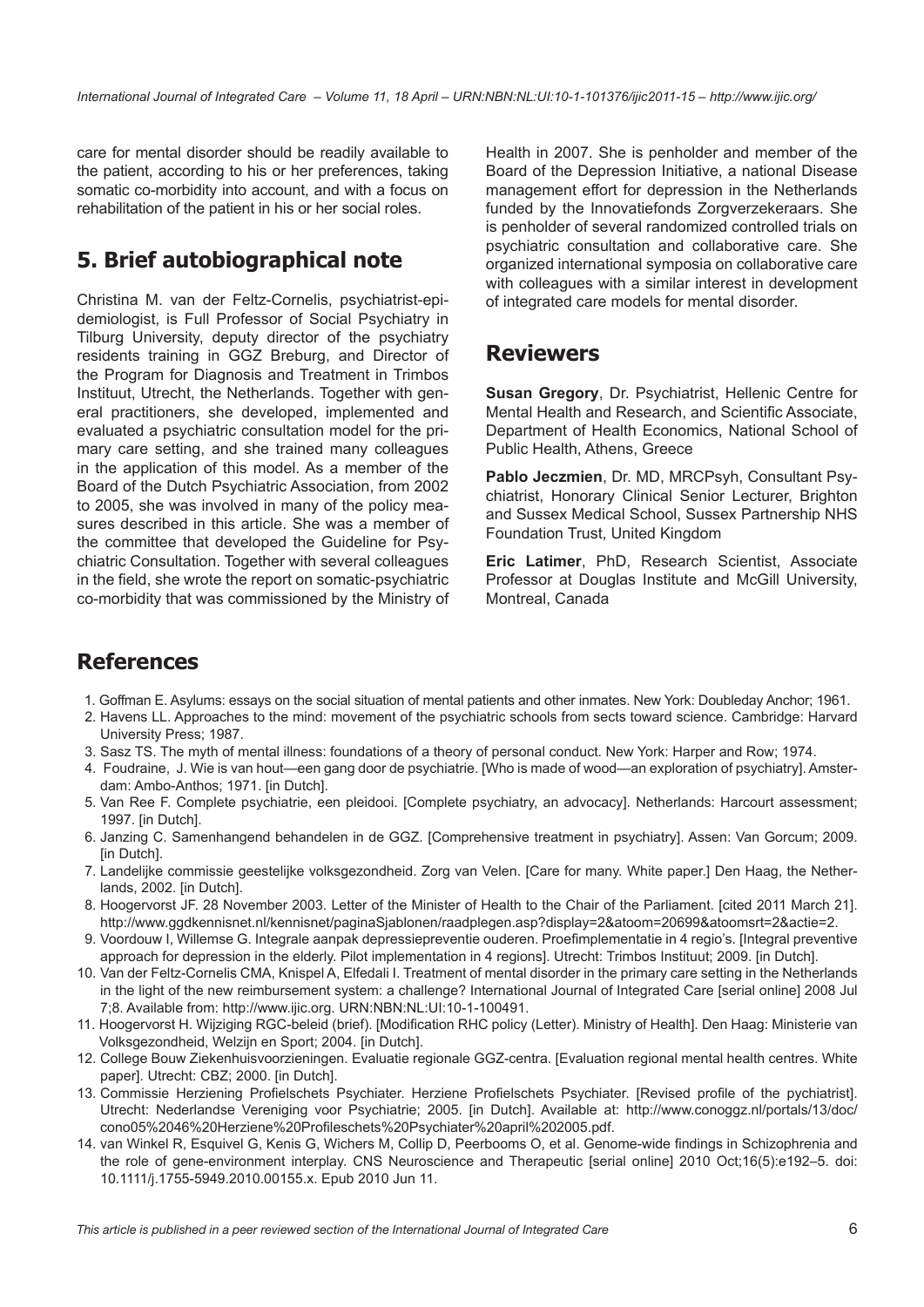care for mental disorder should be readily available to the patient, according to his or her preferences, taking somatic co-morbidity into account, and with a focus on rehabilitation of the patient in his or her social roles.

## 5. Brief autobiographical note

Christina M. van der Feltz-Cornelis, psychiatrist-epidemiologist, is Full Professor of Social Psychiatry in Tilburg University, deputy director of the psychiatry residents training in GGZ Breburg, and Director of the Program for Diagnosis and Treatment in Trimbos Instituut, Utrecht, the Netherlands. Together with general practitioners, she developed, implemented and evaluated a psychiatric consultation model for the primary care setting, and she trained many colleagues in the application of this model. As a member of the Board of the Dutch Psychiatric Association, from 2002 to 2005, she was involved in many of the policy measures described in this article. She was a member of the committee that developed the Guideline for Psychiatric Consultation. Together with several colleagues in the field, she wrote the report on somatic-psychiatric co-morbidity that was commissioned by the Ministry of Health in 2007. She is penholder and member of the Board of the Depression Initiative, a national Disease management effort for depression in the Netherlands funded by the Innovatiefonds Zorgverzekeraars. She is penholder of several randomized controlled trials on psychiatric consultation and collaborative care. She organized international symposia on collaborative care with colleagues with a similar interest in development of integrated care models for mental disorder.

## Reviewers

**Susan Gregory**, Dr. Psychiatrist, Hellenic Centre for Mental Health and Research, and Scientific Associate, Department of Health Economics, National School of Public Health, Athens, Greece

**Pablo Jeczmien**, Dr. MD, MRCPsyh, Consultant Psychiatrist, Honorary Clinical Senior Lecturer, Brighton and Sussex Medical School, Sussex Partnership NHS Foundation Trust, United Kingdom

**Eric Latimer**, PhD, Research Scientist, Associate Professor at Douglas Institute and McGill University, Montreal, Canada

## References

1. Goffman E. Asylums: essays on the social situation of mental patients and other inmates. New York: Doubleday Anchor; 1961.
2. Havens LL. Approaches to the mind: movement of the psychiatric schools from sects toward science. Cambridge: Harvard University Press; 1987.
3. Sasz TS. The myth of mental illness: foundations of a theory of personal conduct. New York: Harper and Row; 1974.
4. Foudraine, J. Wie is van hout—een gang door de psychiatrie. [Who is made of wood—an exploration of psychiatry]. Amsterdam: Ambo-Anthos; 1971. [in Dutch].
5. Van Ree F. Complete psychiatrie, een pleidooi. [Complete psychiatry, an advocacy]. Netherlands: Harcourt assessment; 1997. [in Dutch].
6. Janzing C. Samenhangend behandelen in de GGZ. [Comprehensive treatment in psychiatry]. Assen: Van Gorcum; 2009. [in Dutch].
7. Landelijke commissie geestelijke volksgezondheid. Zorg van Velen. [Care for many. White paper.] Den Haag, the Netherlands, 2002. [in Dutch].
8. Hoogervorst JF. 28 November 2003. Letter of the Minister of Health to the Chair of the Parliament. [cited 2011 March 21]. http://www.ggdkennisnet.nl/kennisnet/paginaSjablonen/raadplegen.asp?display=2&atoom=20699&atoomsrt=2&actie=2.
9. Voordouw I, Willemse G. Integrale aanpak depressiepreventie ouderen. Proefimplementatie in 4 regio's. [Integral preventive approach for depression in the elderly. Pilot implementation in 4 regions]. Utrecht: Trimbos Instituut; 2009. [in Dutch].
10. Van der Feltz-Cornelis CMA, Knispel A, Elfedali I. Treatment of mental disorder in the primary care setting in the Netherlands in the light of the new reimbursement system: a challenge? International Journal of Integrated Care [serial online] 2008 Jul 7;8. Available from: http://www.ijic.org. URN:NBN:NL:UI:10-1-100491.
11. Hoogervorst H. Wijziging RGC-beleid (brief). [Modification RHC policy (Letter). Ministry of Health]. Den Haag: Ministerie van Volksgezondheid, Welzijn en Sport; 2004. [in Dutch].
12. College Bouw Ziekenhuisvoorzieningen. Evaluatie regionale GGZ-centra. [Evaluation regional mental health centres. White paper]. Utrecht: CBZ; 2000. [in Dutch].
13. Commissie Herziening Profielschets Psychiater. Herziene Profielschets Psychiater. [Revised profile of the pychiatrist]. Utrecht: Nederlandse Vereniging voor Psychiatrie; 2005. [in Dutch]. Available at: http://www.conoggz.nl/portals/13/doc/cono05%2046%20Herziene%20Profileschets%20Psychiater%20april%202005.pdf.
14. van Winkel R, Esquivel G, Kenis G, Wichers M, Collip D, Peerbooms O, et al. Genome-wide findings in Schizophrenia and the role of gene-environment interplay. CNS Neuroscience and Therapeutic [serial online] 2010 Oct;16(5):e192–5. doi: 10.1111/j.1755-5949.2010.00155.x. Epub 2010 Jun 11.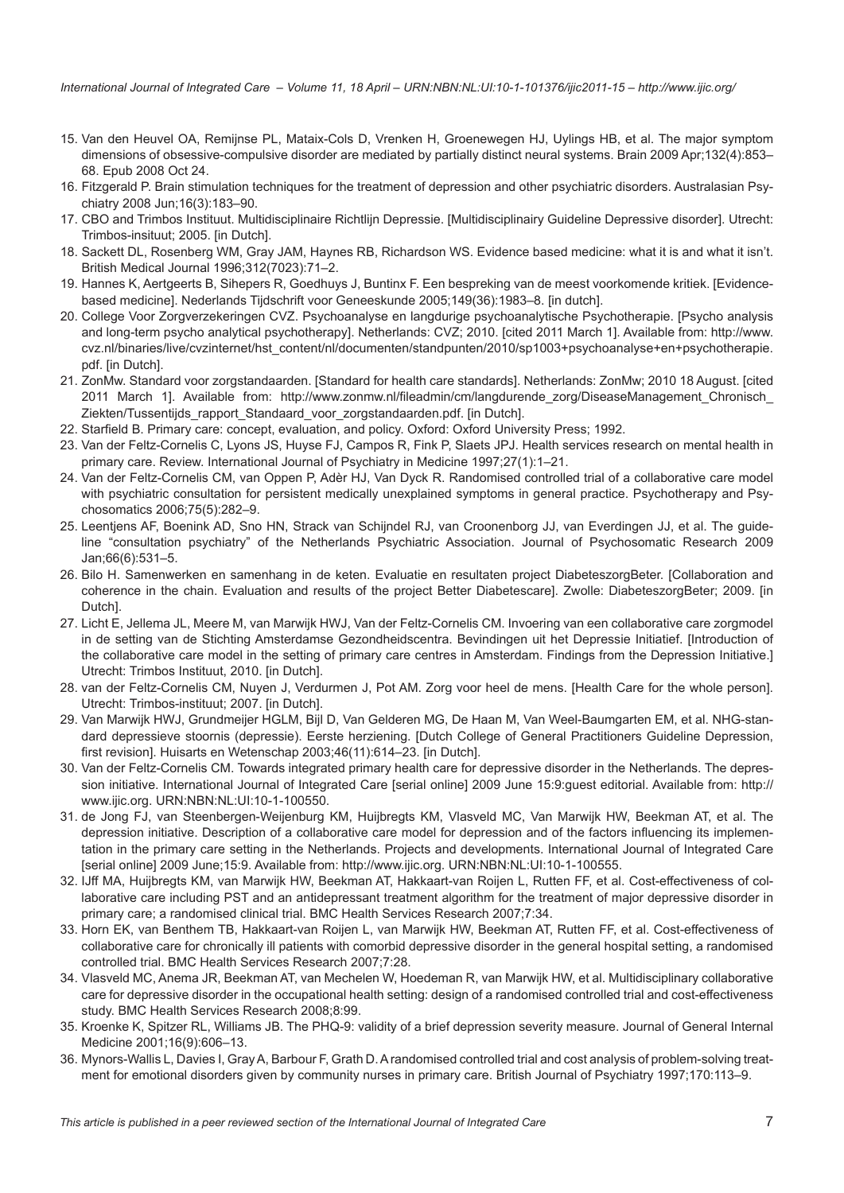15. Van den Heuvel OA, Remijnse PL, Mataix-Cols D, Vrenken H, Groenewegen HJ, Uylings HB, et al. The major symptom dimensions of obsessive-compulsive disorder are mediated by partially distinct neural systems. Brain 2009 Apr;132(4):853–68. Epub 2008 Oct 24.
16. Fitzgerald P. Brain stimulation techniques for the treatment of depression and other psychiatric disorders. Australasian Psychiatry 2008 Jun;16(3):183–90.
17. CBO and Trimbos Instituut. Multidisciplinaire Richtlijn Depressie. [Multidisciplinairy Guideline Depressive disorder]. Utrecht: Trimbos-insituut; 2005. [in Dutch].
18. Sackett DL, Rosenberg WM, Gray JAM, Haynes RB, Richardson WS. Evidence based medicine: what it is and what it isn't. British Medical Journal 1996;312(7023):71–2.
19. Hannes K, Aertgeerts B, Sihepers R, Goedhuys J, Buntinx F. Een bespreking van de meest voorkomende kritiek. [Evidence-based medicine]. Nederlands Tijdschrift voor Geneeskunde 2005;149(36):1983–8. [in dutch].
20. College Voor Zorgverzekeringen CVZ. Psychoanalyse en langdurige psychoanalytische Psychotherapie. [Psycho analysis and long-term psycho analytical psychotherapy]. Netherlands: CVZ; 2010. [cited 2011 March 1]. Available from: http://www.cvz.nl/binaries/live/cvzinternet/hst_content/nl/documenten/standpunten/2010/sp1003+psychoanalyse+en+psychotherapie.pdf. [in Dutch].
21. ZonMw. Standard voor zorgstandaarden. [Standard for health care standards]. Netherlands: ZonMw; 2010 18 August. [cited 2011 March 1]. Available from: http://www.zonmw.nl/fileadmin/cm/langdurende_zorg/DiseaseManagement_Chronisch_Ziekten/Tussentijds_rapport_Standaard_voor_zorgstandaarden.pdf. [in Dutch].
22. Starfield B. Primary care: concept, evaluation, and policy. Oxford: Oxford University Press; 1992.
23. Van der Feltz-Cornelis C, Lyons JS, Huyse FJ, Campos R, Fink P, Slaets JPJ. Health services research on mental health in primary care. Review. International Journal of Psychiatry in Medicine 1997;27(1):1–21.
24. Van der Feltz-Cornelis CM, van Oppen P, Adèr HJ, Van Dyck R. Randomised controlled trial of a collaborative care model with psychiatric consultation for persistent medically unexplained symptoms in general practice. Psychotherapy and Psychosomatics 2006;75(5):282–9.
25. Leentjens AF, Boenink AD, Sno HN, Strack van Schijndel RJ, van Croonenborg JJ, van Everdingen JJ, et al. The guideline "consultation psychiatry" of the Netherlands Psychiatric Association. Journal of Psychosomatic Research 2009 Jan;66(6):531–5.
26. Bilo H. Samenwerken en samenhang in de keten. Evaluatie en resultaten project DiabeteszorgBeter. [Collaboration and coherence in the chain. Evaluation and results of the project Better Diabetescare]. Zwolle: DiabeteszorgBeter; 2009. [in Dutch].
27. Licht E, Jellema JL, Meere M, van Marwijk HWJ, Van der Feltz-Cornelis CM. Invoering van een collaborative care zorgmodel in de setting van de Stichting Amsterdamse Gezondheidscentra. Bevindingen uit het Depressie Initiatief. [Introduction of the collaborative care model in the setting of primary care centres in Amsterdam. Findings from the Depression Initiative.] Utrecht: Trimbos Instituut, 2010. [in Dutch].
28. van der Feltz-Cornelis CM, Nuyen J, Verdurmen J, Pot AM. Zorg voor heel de mens. [Health Care for the whole person]. Utrecht: Trimbos-instituut; 2007. [in Dutch].
29. Van Marwijk HWJ, Grundmeijer HGLM, Bijl D, Van Gelderen MG, De Haan M, Van Weel-Baumgarten EM, et al. NHG-standard depressieve stoornis (depressie). Eerste herziening. [Dutch College of General Practitioners Guideline Depression, first revision]. Huisarts en Wetenschap 2003;46(11):614–23. [in Dutch].
30. Van der Feltz-Cornelis CM. Towards integrated primary health care for depressive disorder in the Netherlands. The depression initiative. International Journal of Integrated Care [serial online] 2009 June 15:9:guest editorial. Available from: http://www.ijic.org. URN:NBN:NL:UI:10-1-100550.
31. de Jong FJ, van Steenbergen-Weijenburg KM, Huijbregts KM, Vlasveld MC, Van Marwijk HW, Beekman AT, et al. The depression initiative. Description of a collaborative care model for depression and of the factors influencing its implementation in the primary care setting in the Netherlands. Projects and developments. International Journal of Integrated Care [serial online] 2009 June;15:9. Available from: http://www.ijic.org. URN:NBN:NL:UI:10-1-100555.
32. IJff MA, Huijbregts KM, van Marwijk HW, Beekman AT, Hakkaart-van Roijen L, Rutten FF, et al. Cost-effectiveness of collaborative care including PST and an antidepressant treatment algorithm for the treatment of major depressive disorder in primary care; a randomised clinical trial. BMC Health Services Research 2007;7:34.
33. Horn EK, van Benthem TB, Hakkaart-van Roijen L, van Marwijk HW, Beekman AT, Rutten FF, et al. Cost-effectiveness of collaborative care for chronically ill patients with comorbid depressive disorder in the general hospital setting, a randomised controlled trial. BMC Health Services Research 2007;7:28.
34. Vlasveld MC, Anema JR, Beekman AT, van Mechelen W, Hoedeman R, van Marwijk HW, et al. Multidisciplinary collaborative care for depressive disorder in the occupational health setting: design of a randomised controlled trial and cost-effectiveness study. BMC Health Services Research 2008;8:99.
35. Kroenke K, Spitzer RL, Williams JB. The PHQ-9: validity of a brief depression severity measure. Journal of General Internal Medicine 2001;16(9):606–13.
36. Mynors-Wallis L, Davies I, Gray A, Barbour F, Grath D. A randomised controlled trial and cost analysis of problem-solving treatment for emotional disorders given by community nurses in primary care. British Journal of Psychiatry 1997;170:113–9.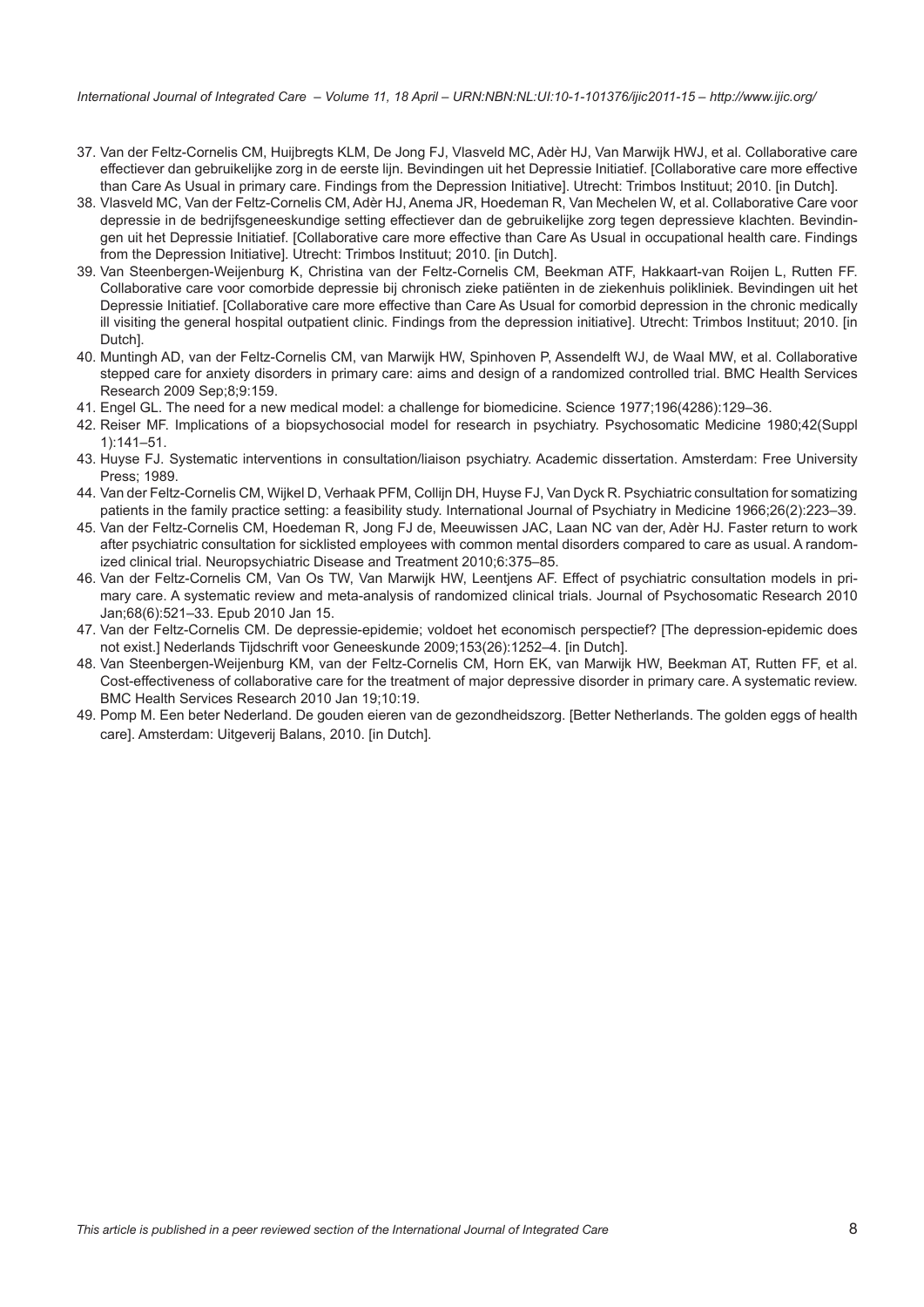37. Van der Feltz-Cornelis CM, Huijbregts KLM, De Jong FJ, Vlasveld MC, Adèr HJ, Van Marwijk HWJ, et al. Collaborative care effectiever dan gebruikelijke zorg in de eerste lijn. Bevindingen uit het Depressie Initiatief. [Collaborative care more effective than Care As Usual in primary care. Findings from the Depression Initiative]. Utrecht: Trimbos Instituut; 2010. [in Dutch].
38. Vlasveld MC, Van der Feltz-Cornelis CM, Adèr HJ, Anema JR, Hoedeman R, Van Mechelen W, et al. Collaborative Care voor depressie in de bedrijfsgeneeskundige setting effectiever dan de gebruikelijke zorg tegen depressieve klachten. Bevindingen uit het Depressie Initiatief. [Collaborative care more effective than Care As Usual in occupational health care. Findings from the Depression Initiative]. Utrecht: Trimbos Instituut; 2010. [in Dutch].
39. Van Steenbergen-Weijenburg K, Christina van der Feltz-Cornelis CM, Beekman ATF, Hakkaart-van Roijen L, Rutten FF. Collaborative care voor comorbide depressie bij chronisch zieke patiënten in de ziekenhuis polikliniek. Bevindingen uit het Depressie Initiatief. [Collaborative care more effective than Care As Usual for comorbid depression in the chronic medically ill visiting the general hospital outpatient clinic. Findings from the depression initiative]. Utrecht: Trimbos Instituut; 2010. [in Dutch].
40. Muntingh AD, van der Feltz-Cornelis CM, van Marwijk HW, Spinhoven P, Assendelft WJ, de Waal MW, et al. Collaborative stepped care for anxiety disorders in primary care: aims and design of a randomized controlled trial. BMC Health Services Research 2009 Sep;8;9:159.
41. Engel GL. The need for a new medical model: a challenge for biomedicine. Science 1977;196(4286):129–36.
42. Reiser MF. Implications of a biopsychosocial model for research in psychiatry. Psychosomatic Medicine 1980;42(Suppl 1):141–51.
43. Huyse FJ. Systematic interventions in consultation/liaison psychiatry. Academic dissertation. Amsterdam: Free University Press; 1989.
44. Van der Feltz-Cornelis CM, Wijkel D, Verhaak PFM, Collijn DH, Huyse FJ, Van Dyck R. Psychiatric consultation for somatizing patients in the family practice setting: a feasibility study. International Journal of Psychiatry in Medicine 1966;26(2):223–39.
45. Van der Feltz-Cornelis CM, Hoedeman R, Jong FJ de, Meeuwissen JAC, Laan NC van der, Adèr HJ. Faster return to work after psychiatric consultation for sicklisted employees with common mental disorders compared to care as usual. A randomized clinical trial. Neuropsychiatric Disease and Treatment 2010;6:375–85.
46. Van der Feltz-Cornelis CM, Van Os TW, Van Marwijk HW, Leentjens AF. Effect of psychiatric consultation models in primary care. A systematic review and meta-analysis of randomized clinical trials. Journal of Psychosomatic Research 2010 Jan;68(6):521–33. Epub 2010 Jan 15.
47. Van der Feltz-Cornelis CM. De depressie-epidemie; voldoet het economisch perspectief? [The depression-epidemic does not exist.] Nederlands Tijdschrift voor Geneeskunde 2009;153(26):1252–4. [in Dutch].
48. Van Steenbergen-Weijenburg KM, van der Feltz-Cornelis CM, Horn EK, van Marwijk HW, Beekman AT, Rutten FF, et al. Cost-effectiveness of collaborative care for the treatment of major depressive disorder in primary care. A systematic review. BMC Health Services Research 2010 Jan 19;10:19.
49. Pomp M. Een beter Nederland. De gouden eieren van de gezondheidszorg. [Better Netherlands. The golden eggs of health care]. Amsterdam: Uitgeverij Balans, 2010. [in Dutch].